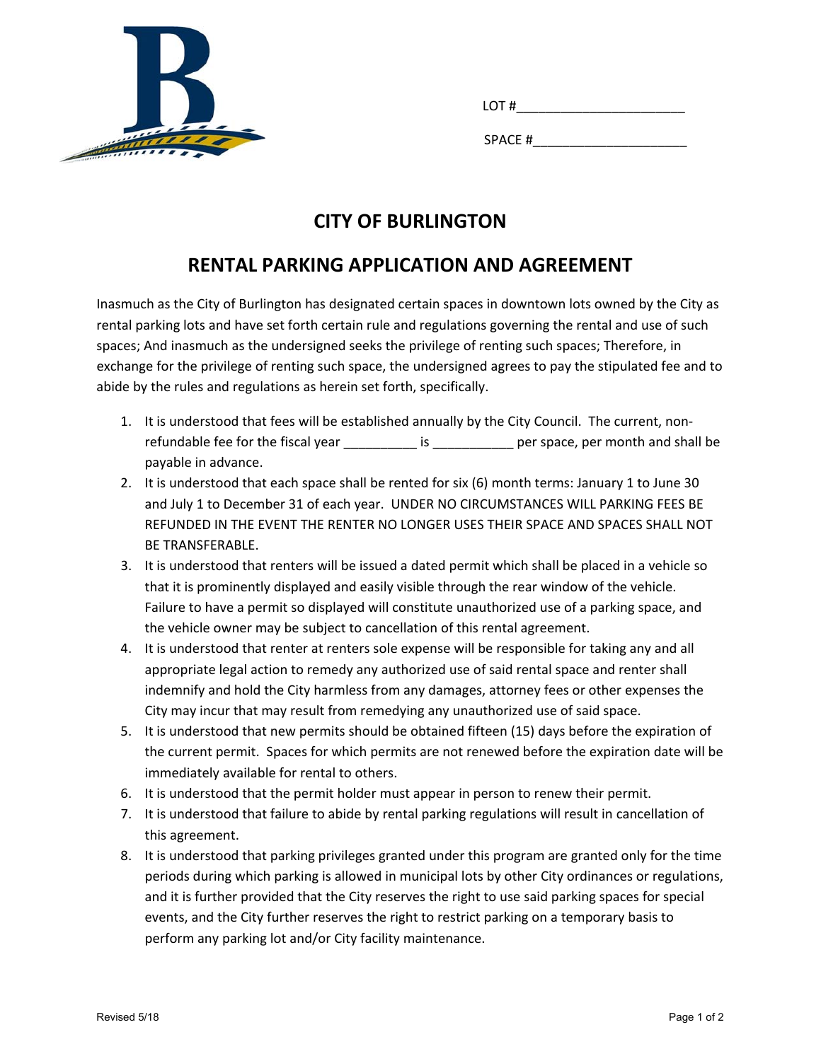LOT #______________________

SPACE #_____________________

# CITY OF BURLINGTON

## RENTAL PARKING APPLICATION AND AGREEMENT

Inasmuch as the City of Burlington has designated certain spaces in downtown lots owned by the City as rental parking lots and have set forth certain rule and regulations governing the rental and use of such spaces; And inasmuch as the undersigned seeks the privilege of renting such spaces; Therefore, in exchange for the privilege of renting such space, the undersigned agrees to pay the stipulated fee and to abide by the rules and regulations as herein set forth, specifically.

1. It is understood that fees will be established annually by the City Council. The current, non-refundable fee for the fiscal year __________ is ___________ per space, per month and shall be payable in advance.
2. It is understood that each space shall be rented for six (6) month terms: January 1 to June 30 and July 1 to December 31 of each year. UNDER NO CIRCUMSTANCES WILL PARKING FEES BE REFUNDED IN THE EVENT THE RENTER NO LONGER USES THEIR SPACE AND SPACES SHALL NOT BE TRANSFERABLE.
3. It is understood that renters will be issued a dated permit which shall be placed in a vehicle so that it is prominently displayed and easily visible through the rear window of the vehicle. Failure to have a permit so displayed will constitute unauthorized use of a parking space, and the vehicle owner may be subject to cancellation of this rental agreement.
4. It is understood that renter at renters sole expense will be responsible for taking any and all appropriate legal action to remedy any authorized use of said rental space and renter shall indemnify and hold the City harmless from any damages, attorney fees or other expenses the City may incur that may result from remedying any unauthorized use of said space.
5. It is understood that new permits should be obtained fifteen (15) days before the expiration of the current permit. Spaces for which permits are not renewed before the expiration date will be immediately available for rental to others.
6. It is understood that the permit holder must appear in person to renew their permit.
7. It is understood that failure to abide by rental parking regulations will result in cancellation of this agreement.
8. It is understood that parking privileges granted under this program are granted only for the time periods during which parking is allowed in municipal lots by other City ordinances or regulations, and it is further provided that the City reserves the right to use said parking spaces for special events, and the City further reserves the right to restrict parking on a temporary basis to perform any parking lot and/or City facility maintenance.

Revised 5/18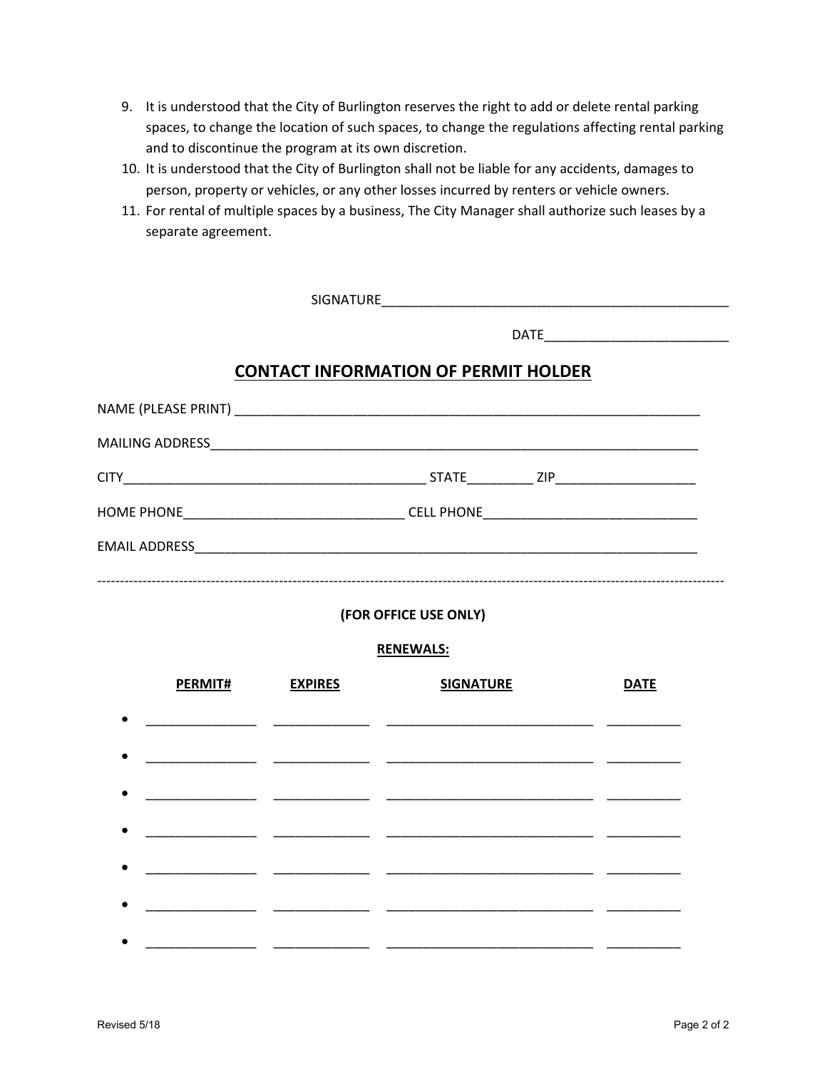9. It is understood that the City of Burlington reserves the right to add or delete rental parking spaces, to change the location of such spaces, to change the regulations affecting rental parking and to discontinue the program at its own discretion.
10. It is understood that the City of Burlington shall not be liable for any accidents, damages to person, property or vehicles, or any other losses incurred by renters or vehicle owners.
11. For rental of multiple spaces by a business, The City Manager shall authorize such leases by a separate agreement.

SIGNATURE_______________________________________________

DATE________________________

## CONTACT INFORMATION OF PERMIT HOLDER

NAME (PLEASE PRINT) _______________________________________________________________

MAILING ADDRESS____________________________________________________________________

CITY_________________________________________ STATE_________ ZIP___________________

HOME PHONE______________________________ CELL PHONE_____________________________

EMAIL ADDRESS______________________________________________________________________

---

**(FOR OFFICE USE ONLY)**

**RENEWALS:**

| PERMIT# | EXPIRES | SIGNATURE | DATE |
|---|---|---|---|
| | | | |
| | | | |
| | | | |
| | | | |
| | | | |
| | | | |
| | | | |

Revised 5/18